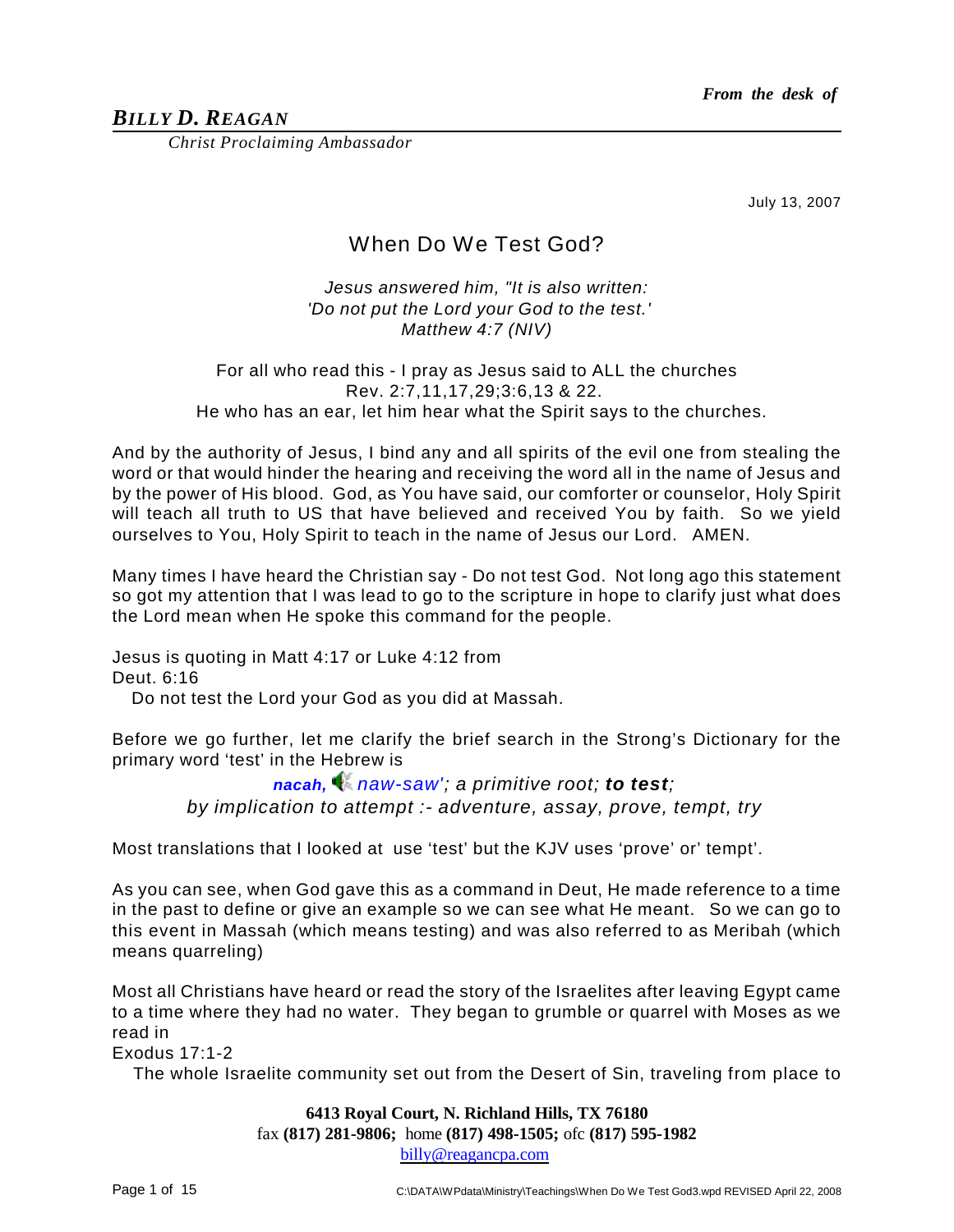*From the desk of*

***BILLY D. REAGAN***

*Christ Proclaiming Ambassador*

July 13, 2007

# When Do We Test God?

*Jesus answered him, "It is also written:*
*'Do not put the Lord your God to the test.'*
*Matthew 4:7 (NIV)*

For all who read this - I pray as Jesus said to ALL the churches
Rev. 2:7,11,17,29;3:6,13 & 22.
He who has an ear, let him hear what the Spirit says to the churches.

And by the authority of Jesus, I bind any and all spirits of the evil one from stealing the word or that would hinder the hearing and receiving the word all in the name of Jesus and by the power of His blood. God, as You have said, our comforter or counselor, Holy Spirit will teach all truth to US that have believed and received You by faith. So we yield ourselves to You, Holy Spirit to teach in the name of Jesus our Lord. AMEN.

Many times I have heard the Christian say - Do not test God. Not long ago this statement so got my attention that I was lead to go to the scripture in hope to clarify just what does the Lord mean when He spoke this command for the people.

Jesus is quoting in Matt 4:17 or Luke 4:12 from
Deut. 6:16
Do not test the Lord your God as you did at Massah.

Before we go further, let me clarify the brief search in the Strong's Dictionary for the primary word 'test' in the Hebrew is

***nacah,*** *naw-saw'; a primitive root;* ***to test****;*
*by implication to attempt :- adventure, assay, prove, tempt, try*

Most translations that I looked at use 'test' but the KJV uses 'prove' or' tempt'.

As you can see, when God gave this as a command in Deut, He made reference to a time in the past to define or give an example so we can see what He meant. So we can go to this event in Massah (which means testing) and was also referred to as Meribah (which means quarreling)

Most all Christians have heard or read the story of the Israelites after leaving Egypt came to a time where they had no water. They began to grumble or quarrel with Moses as we read in
Exodus 17:1-2
The whole Israelite community set out from the Desert of Sin, traveling from place to

**6413 Royal Court, N. Richland Hills, TX 76180**
fax **(817) 281-9806;** home **(817) 498-1505;** ofc **(817) 595-1982**
billy@reagancpa.com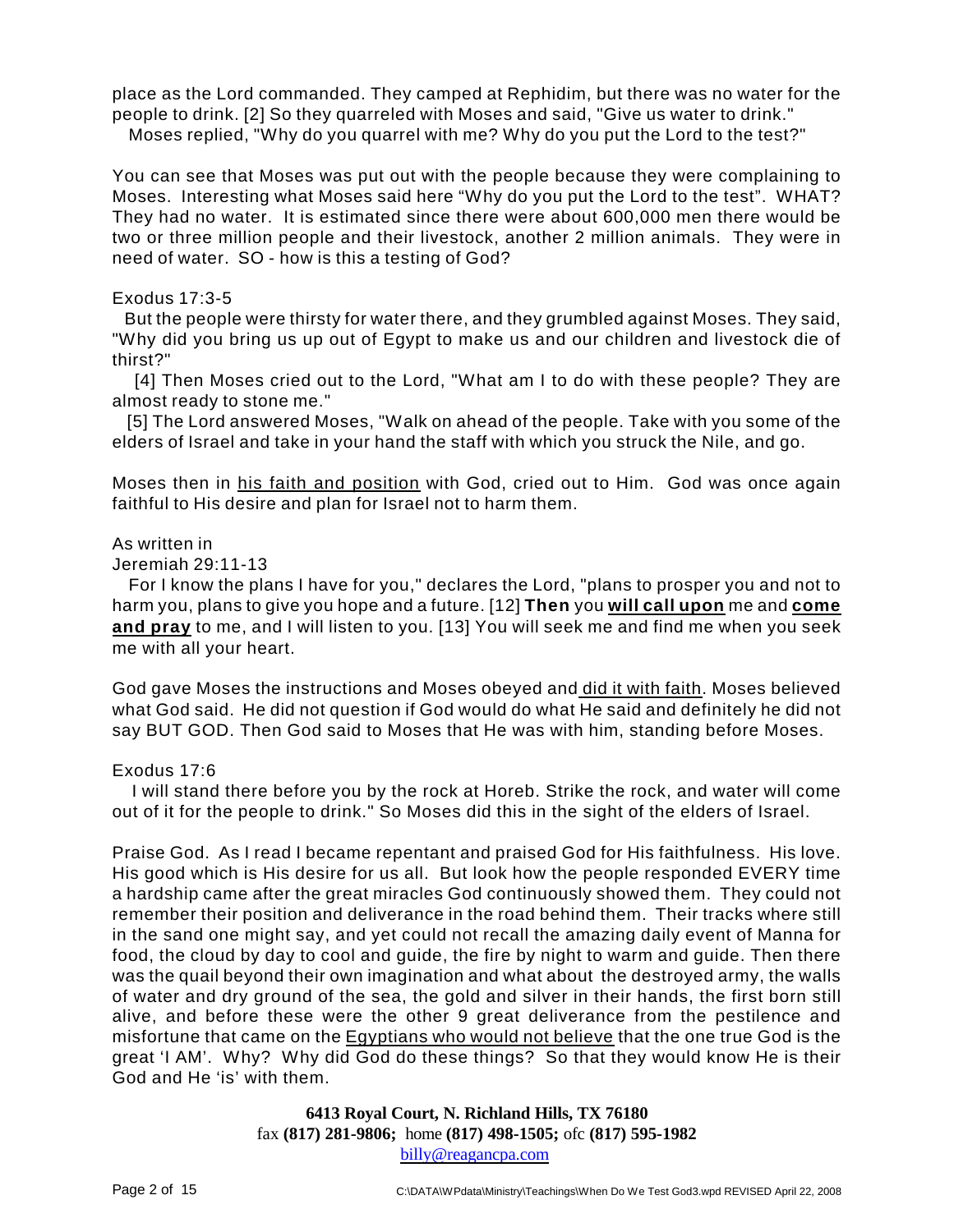place as the Lord commanded. They camped at Rephidim, but there was no water for the people to drink. [2] So they quarreled with Moses and said, "Give us water to drink."
Moses replied, "Why do you quarrel with me? Why do you put the Lord to the test?"

You can see that Moses was put out with the people because they were complaining to Moses. Interesting what Moses said here "Why do you put the Lord to the test". WHAT? They had no water. It is estimated since there were about 600,000 men there would be two or three million people and their livestock, another 2 million animals. They were in need of water. SO - how is this a testing of God?

Exodus 17:3-5

But the people were thirsty for water there, and they grumbled against Moses. They said, "Why did you bring us up out of Egypt to make us and our children and livestock die of thirst?"

[4] Then Moses cried out to the Lord, "What am I to do with these people? They are almost ready to stone me."

[5] The Lord answered Moses, "Walk on ahead of the people. Take with you some of the elders of Israel and take in your hand the staff with which you struck the Nile, and go.

Moses then in <u>his faith and position</u> with God, cried out to Him. God was once again faithful to His desire and plan for Israel not to harm them.

As written in
Jeremiah 29:11-13

For I know the plans I have for you," declares the Lord, "plans to prosper you and not to harm you, plans to give you hope and a future. [12] **Then** you **<u>will call upon</u>** me and **<u>come and pray</u>** to me, and I will listen to you. [13] You will seek me and find me when you seek me with all your heart.

God gave Moses the instructions and Moses obeyed and <u>did it with faith</u>. Moses believed what God said. He did not question if God would do what He said and definitely he did not say BUT GOD. Then God said to Moses that He was with him, standing before Moses.

Exodus 17:6

I will stand there before you by the rock at Horeb. Strike the rock, and water will come out of it for the people to drink." So Moses did this in the sight of the elders of Israel.

Praise God. As I read I became repentant and praised God for His faithfulness. His love. His good which is His desire for us all. But look how the people responded EVERY time a hardship came after the great miracles God continuously showed them. They could not remember their position and deliverance in the road behind them. Their tracks where still in the sand one might say, and yet could not recall the amazing daily event of Manna for food, the cloud by day to cool and guide, the fire by night to warm and guide. Then there was the quail beyond their own imagination and what about the destroyed army, the walls of water and dry ground of the sea, the gold and silver in their hands, the first born still alive, and before these were the other 9 great deliverance from the pestilence and misfortune that came on the <u>Egyptians who would not believe</u> that the one true God is the great 'I AM'. Why? Why did God do these things? So that they would know He is their God and He 'is' with them.

**6413 Royal Court, N. Richland Hills, TX 76180**
fax **(817) 281-9806;** home **(817) 498-1505;** ofc **(817) 595-1982**
billy@reagancpa.com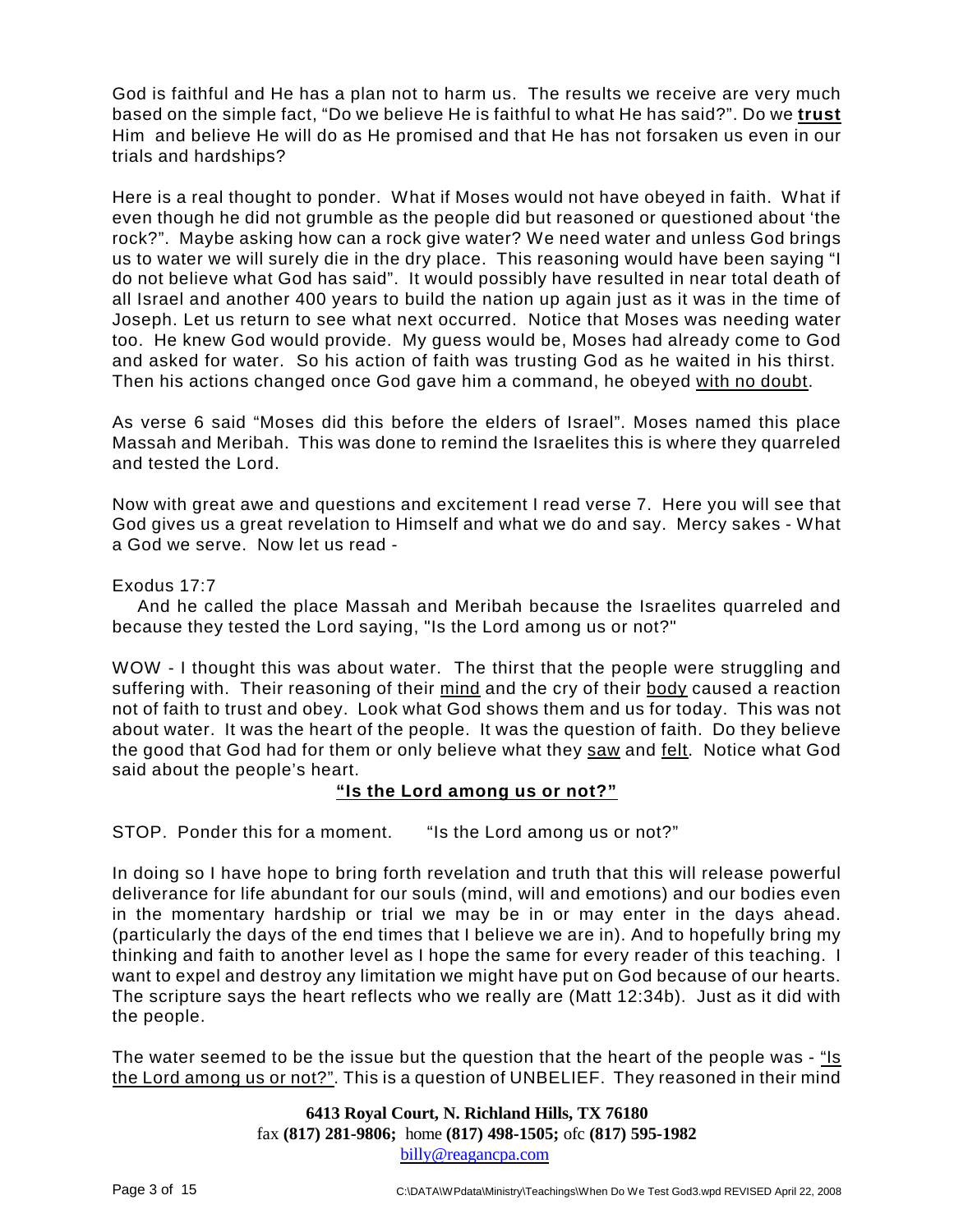God is faithful and He has a plan not to harm us. The results we receive are very much based on the simple fact, "Do we believe He is faithful to what He has said?". Do we **trust** Him and believe He will do as He promised and that He has not forsaken us even in our trials and hardships?

Here is a real thought to ponder. What if Moses would not have obeyed in faith. What if even though he did not grumble as the people did but reasoned or questioned about 'the rock?". Maybe asking how can a rock give water? We need water and unless God brings us to water we will surely die in the dry place. This reasoning would have been saying "I do not believe what God has said". It would possibly have resulted in near total death of all Israel and another 400 years to build the nation up again just as it was in the time of Joseph. Let us return to see what next occurred. Notice that Moses was needing water too. He knew God would provide. My guess would be, Moses had already come to God and asked for water. So his action of faith was trusting God as he waited in his thirst. Then his actions changed once God gave him a command, he obeyed <u>with no doubt</u>.

As verse 6 said "Moses did this before the elders of Israel". Moses named this place Massah and Meribah. This was done to remind the Israelites this is where they quarreled and tested the Lord.

Now with great awe and questions and excitement I read verse 7. Here you will see that God gives us a great revelation to Himself and what we do and say. Mercy sakes - What a God we serve. Now let us read -

Exodus 17:7

And he called the place Massah and Meribah because the Israelites quarreled and because they tested the Lord saying, "Is the Lord among us or not?"

WOW - I thought this was about water. The thirst that the people were struggling and suffering with. Their reasoning of their <u>mind</u> and the cry of their <u>body</u> caused a reaction not of faith to trust and obey. Look what God shows them and us for today. This was not about water. It was the heart of the people. It was the question of faith. Do they believe the good that God had for them or only believe what they <u>saw</u> and <u>felt</u>. Notice what God said about the people's heart.

**<u>"Is the Lord among us or not?"</u>**

STOP. Ponder this for a moment. "Is the Lord among us or not?"

In doing so I have hope to bring forth revelation and truth that this will release powerful deliverance for life abundant for our souls (mind, will and emotions) and our bodies even in the momentary hardship or trial we may be in or may enter in the days ahead. (particularly the days of the end times that I believe we are in). And to hopefully bring my thinking and faith to another level as I hope the same for every reader of this teaching. I want to expel and destroy any limitation we might have put on God because of our hearts. The scripture says the heart reflects who we really are (Matt 12:34b). Just as it did with the people.

The water seemed to be the issue but the question that the heart of the people was - <u>"Is the Lord among us or not?"</u>. This is a question of UNBELIEF. They reasoned in their mind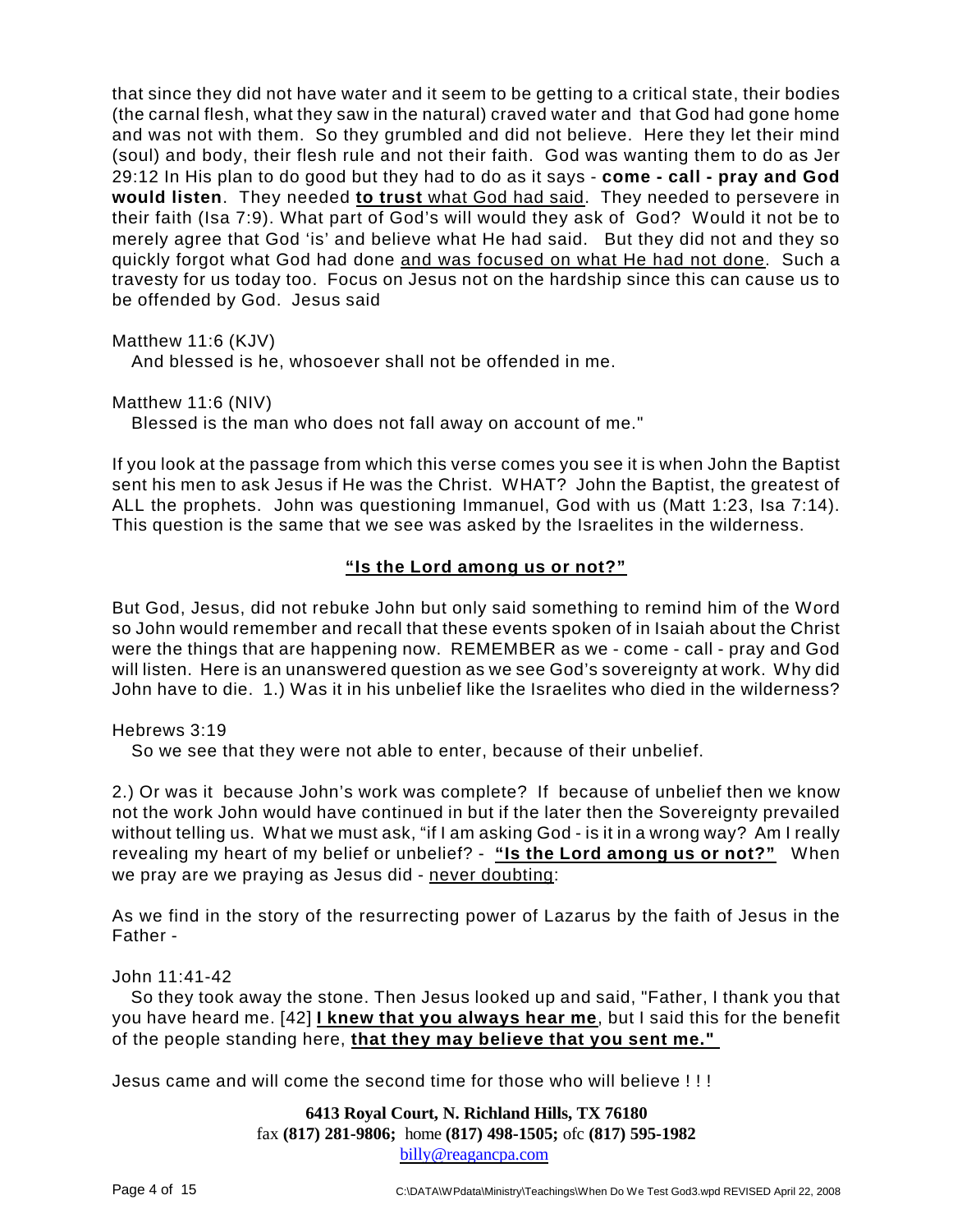that since they did not have water and it seem to be getting to a critical state, their bodies (the carnal flesh, what they saw in the natural) craved water and that God had gone home and was not with them. So they grumbled and did not believe. Here they let their mind (soul) and body, their flesh rule and not their faith. God was wanting them to do as Jer 29:12 In His plan to do good but they had to do as it says - **come - call - pray and God would listen**. They needed **to trust** what God had said. They needed to persevere in their faith (Isa 7:9). What part of God's will would they ask of God? Would it not be to merely agree that God 'is' and believe what He had said. But they did not and they so quickly forgot what God had done and was focused on what He had not done. Such a travesty for us today too. Focus on Jesus not on the hardship since this can cause us to be offended by God. Jesus said

Matthew 11:6 (KJV)
And blessed is he, whosoever shall not be offended in me.

Matthew 11:6 (NIV)
Blessed is the man who does not fall away on account of me."

If you look at the passage from which this verse comes you see it is when John the Baptist sent his men to ask Jesus if He was the Christ. WHAT? John the Baptist, the greatest of ALL the prophets. John was questioning Immanuel, God with us (Matt 1:23, Isa 7:14). This question is the same that we see was asked by the Israelites in the wilderness.

**"Is the Lord among us or not?"**

But God, Jesus, did not rebuke John but only said something to remind him of the Word so John would remember and recall that these events spoken of in Isaiah about the Christ were the things that are happening now. REMEMBER as we - come - call - pray and God will listen. Here is an unanswered question as we see God's sovereignty at work. Why did John have to die. 1.) Was it in his unbelief like the Israelites who died in the wilderness?

Hebrews 3:19
So we see that they were not able to enter, because of their unbelief.

2.) Or was it because John's work was complete? If because of unbelief then we know not the work John would have continued in but if the later then the Sovereignty prevailed without telling us. What we must ask, "if I am asking God - is it in a wrong way? Am I really revealing my heart of my belief or unbelief? - **"Is the Lord among us or not?"** When we pray are we praying as Jesus did - never doubting:

As we find in the story of the resurrecting power of Lazarus by the faith of Jesus in the Father -

John 11:41-42
So they took away the stone. Then Jesus looked up and said, "Father, I thank you that you have heard me. [42] **I knew that you always hear me**, but I said this for the benefit of the people standing here, **that they may believe that you sent me."**

Jesus came and will come the second time for those who will believe ! ! !

**6413 Royal Court, N. Richland Hills, TX 76180**
fax **(817) 281-9806;** home **(817) 498-1505;** ofc **(817) 595-1982**
billy@reagancpa.com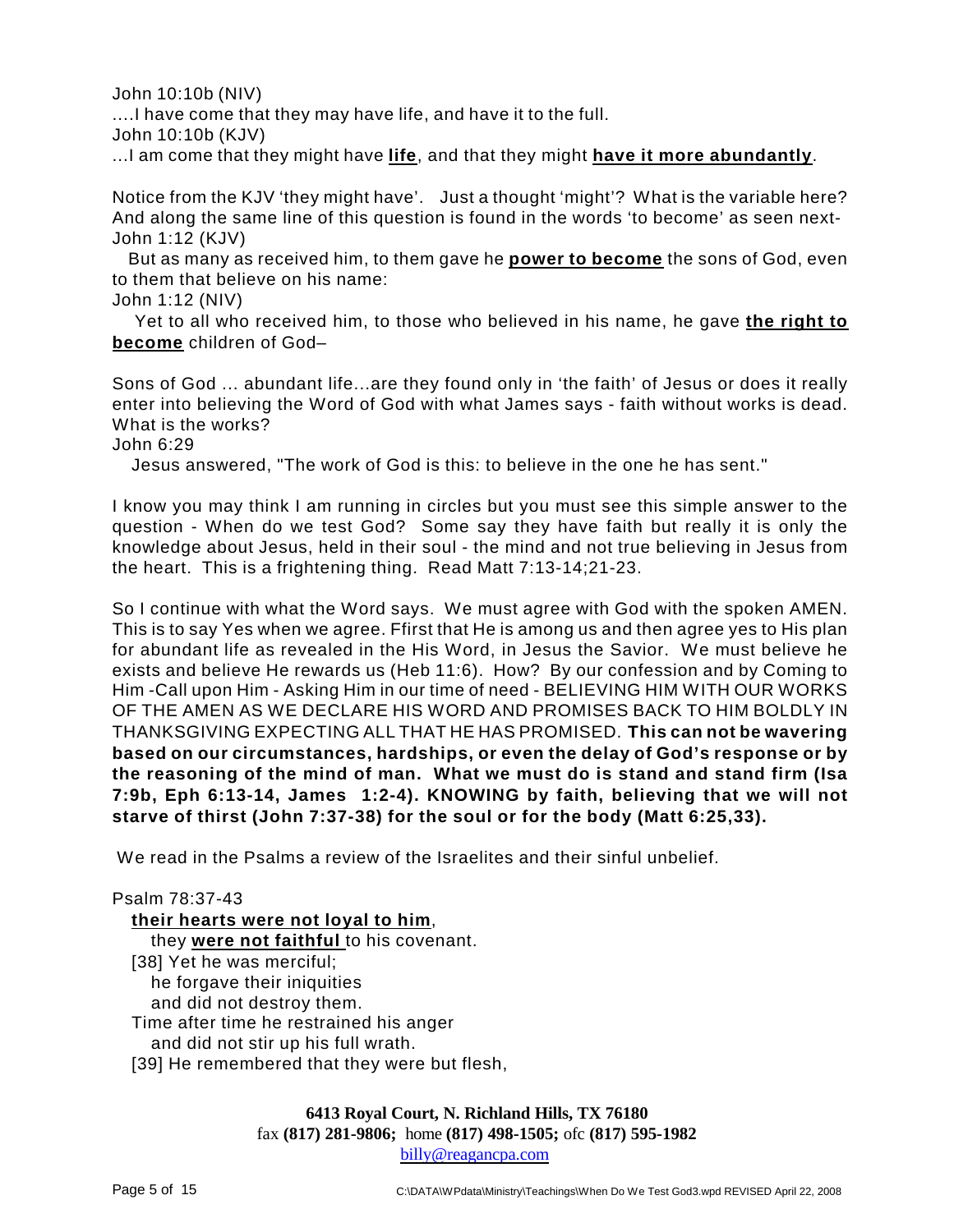John 10:10b (NIV)

....I have come that they may have life, and have it to the full.

John 10:10b (KJV)

...I am come that they might have **life**, and that they might **have it more abundantly**.

Notice from the KJV 'they might have'. Just a thought 'might'? What is the variable here? And along the same line of this question is found in the words 'to become' as seen next-

John 1:12 (KJV)

But as many as received him, to them gave he **power to become** the sons of God, even to them that believe on his name:

John 1:12 (NIV)

Yet to all who received him, to those who believed in his name, he gave **the right to become** children of God–

Sons of God ... abundant life...are they found only in 'the faith' of Jesus or does it really enter into believing the Word of God with what James says - faith without works is dead. What is the works?

John 6:29

Jesus answered, "The work of God is this: to believe in the one he has sent."

I know you may think I am running in circles but you must see this simple answer to the question - When do we test God? Some say they have faith but really it is only the knowledge about Jesus, held in their soul - the mind and not true believing in Jesus from the heart. This is a frightening thing. Read Matt 7:13-14;21-23.

So I continue with what the Word says. We must agree with God with the spoken AMEN. This is to say Yes when we agree. Ffirst that He is among us and then agree yes to His plan for abundant life as revealed in the His Word, in Jesus the Savior. We must believe he exists and believe He rewards us (Heb 11:6). How? By our confession and by Coming to Him -Call upon Him - Asking Him in our time of need - BELIEVING HIM WITH OUR WORKS OF THE AMEN AS WE DECLARE HIS WORD AND PROMISES BACK TO HIM BOLDLY IN THANKSGIVING EXPECTING ALL THAT HE HAS PROMISED. **This can not be wavering based on our circumstances, hardships, or even the delay of God's response or by the reasoning of the mind of man. What we must do is stand and stand firm (Isa 7:9b, Eph 6:13-14, James 1:2-4). KNOWING by faith, believing that we will not starve of thirst (John 7:37-38) for the soul or for the body (Matt 6:25,33).**

We read in the Psalms a review of the Israelites and their sinful unbelief.

Psalm 78:37-43

**their hearts were not loyal to him**,
they **were not faithful** to his covenant.
[38] Yet he was merciful;
he forgave their iniquities
and did not destroy them.
Time after time he restrained his anger
and did not stir up his full wrath.
[39] He remembered that they were but flesh,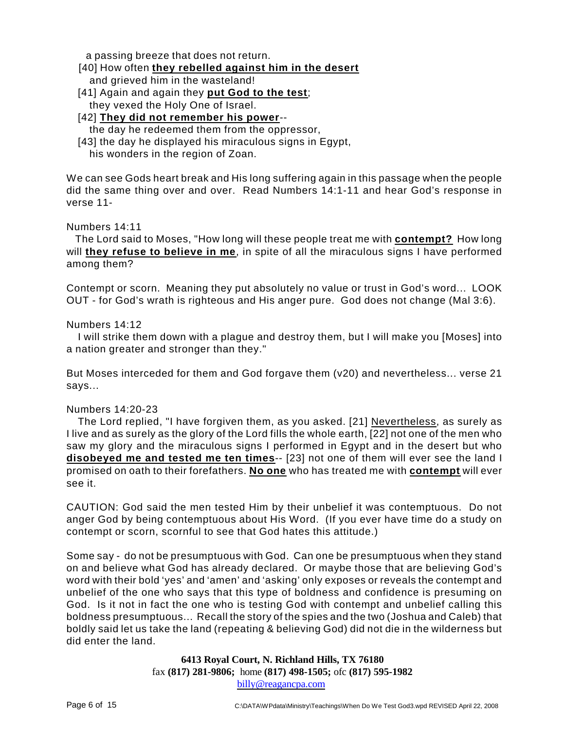a passing breeze that does not return.
[40] How often **<u>they rebelled against him in the desert</u>**
and grieved him in the wasteland!
[41] Again and again they **<u>put God to the test</u>**;
they vexed the Holy One of Israel.
[42] **<u>They did not remember his power</u>**--
the day he redeemed them from the oppressor,
[43] the day he displayed his miraculous signs in Egypt,
his wonders in the region of Zoan.

We can see Gods heart break and His long suffering again in this passage when the people did the same thing over and over. Read Numbers 14:1-11 and hear God's response in verse 11-

Numbers 14:11
The Lord said to Moses, "How long will these people treat me with **<u>contempt?</u>** How long will **<u>they refuse to believe in me</u>**, in spite of all the miraculous signs I have performed among them?

Contempt or scorn. Meaning they put absolutely no value or trust in God's word... LOOK OUT - for God's wrath is righteous and His anger pure. God does not change (Mal 3:6).

Numbers 14:12
I will strike them down with a plague and destroy them, but I will make you [Moses] into a nation greater and stronger than they."

But Moses interceded for them and God forgave them (v20) and nevertheless... verse 21 says...

Numbers 14:20-23
The Lord replied, "I have forgiven them, as you asked. [21] <u>Nevertheless</u>, as surely as I live and as surely as the glory of the Lord fills the whole earth, [22] not one of the men who saw my glory and the miraculous signs I performed in Egypt and in the desert but who **<u>disobeyed me and tested me ten times</u>**-- [23] not one of them will ever see the land I promised on oath to their forefathers. **<u>No one</u>** who has treated me with **<u>contempt</u>** will ever see it.

CAUTION: God said the men tested Him by their unbelief it was contemptuous. Do not anger God by being contemptuous about His Word. (If you ever have time do a study on contempt or scorn, scornful to see that God hates this attitude.)

Some say - do not be presumptuous with God. Can one be presumptuous when they stand on and believe what God has already declared. Or maybe those that are believing God's word with their bold 'yes' and 'amen' and 'asking' only exposes or reveals the contempt and unbelief of the one who says that this type of boldness and confidence is presuming on God. Is it not in fact the one who is testing God with contempt and unbelief calling this boldness presumptuous... Recall the story of the spies and the two (Joshua and Caleb) that boldly said let us take the land (repeating & believing God) did not die in the wilderness but did enter the land.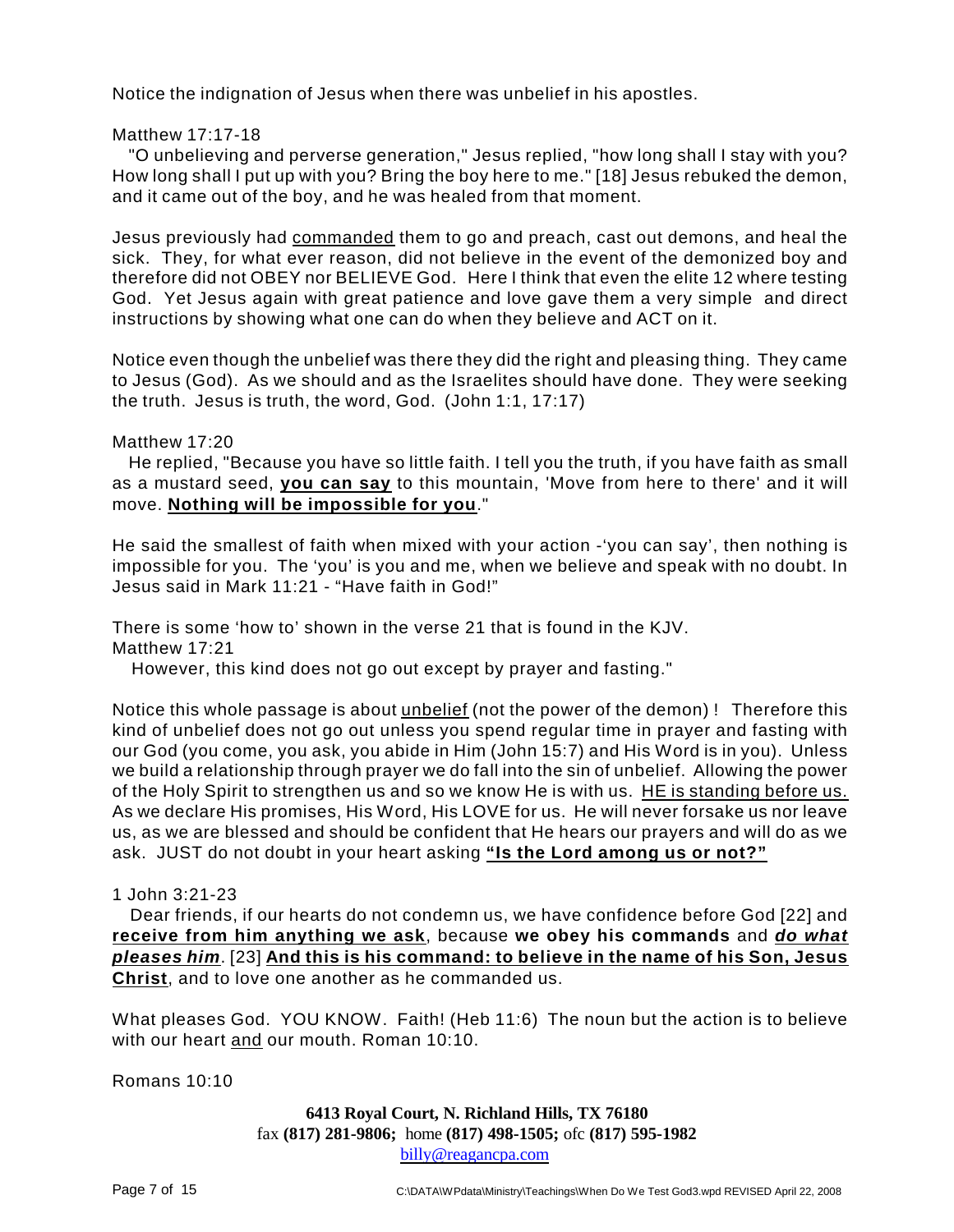Notice the indignation of Jesus when there was unbelief in his apostles.

Matthew 17:17-18

"O unbelieving and perverse generation," Jesus replied, "how long shall I stay with you? How long shall I put up with you? Bring the boy here to me." [18] Jesus rebuked the demon, and it came out of the boy, and he was healed from that moment.

Jesus previously had <u>commanded</u> them to go and preach, cast out demons, and heal the sick. They, for what ever reason, did not believe in the event of the demonized boy and therefore did not OBEY nor BELIEVE God. Here I think that even the elite 12 where testing God. Yet Jesus again with great patience and love gave them a very simple and direct instructions by showing what one can do when they believe and ACT on it.

Notice even though the unbelief was there they did the right and pleasing thing. They came to Jesus (God). As we should and as the Israelites should have done. They were seeking the truth. Jesus is truth, the word, God. (John 1:1, 17:17)

Matthew 17:20

He replied, "Because you have so little faith. I tell you the truth, if you have faith as small as a mustard seed, **<u>you can say</u>** to this mountain, 'Move from here to there' and it will move. **<u>Nothing will be impossible for you</u>**."

He said the smallest of faith when mixed with your action -'you can say', then nothing is impossible for you. The 'you' is you and me, when we believe and speak with no doubt. In Jesus said in Mark 11:21 - "Have faith in God!"

There is some 'how to' shown in the verse 21 that is found in the KJV.
Matthew 17:21

However, this kind does not go out except by prayer and fasting."

Notice this whole passage is about <u>unbelief</u> (not the power of the demon) ! Therefore this kind of unbelief does not go out unless you spend regular time in prayer and fasting with our God (you come, you ask, you abide in Him (John 15:7) and His Word is in you). Unless we build a relationship through prayer we do fall into the sin of unbelief. Allowing the power of the Holy Spirit to strengthen us and so we know He is with us. <u>HE is standing before us.</u> As we declare His promises, His Word, His LOVE for us. He will never forsake us nor leave us, as we are blessed and should be confident that He hears our prayers and will do as we ask. JUST do not doubt in your heart asking **<u>"Is the Lord among us or not?"</u>**

1 John 3:21-23

Dear friends, if our hearts do not condemn us, we have confidence before God [22] and **<u>receive from him anything we ask</u>**, because **we obey his commands** and ***<u>do what pleases him</u>***. [23] **<u>And this is his command: to believe in the name of his Son, Jesus Christ</u>**, and to love one another as he commanded us.

What pleases God. YOU KNOW. Faith! (Heb 11:6) The noun but the action is to believe with our heart <u>and</u> our mouth. Roman 10:10.

Romans 10:10

**6413 Royal Court, N. Richland Hills, TX 76180**
fax **(817) 281-9806;** home **(817) 498-1505;** ofc **(817) 595-1982**
billy@reagancpa.com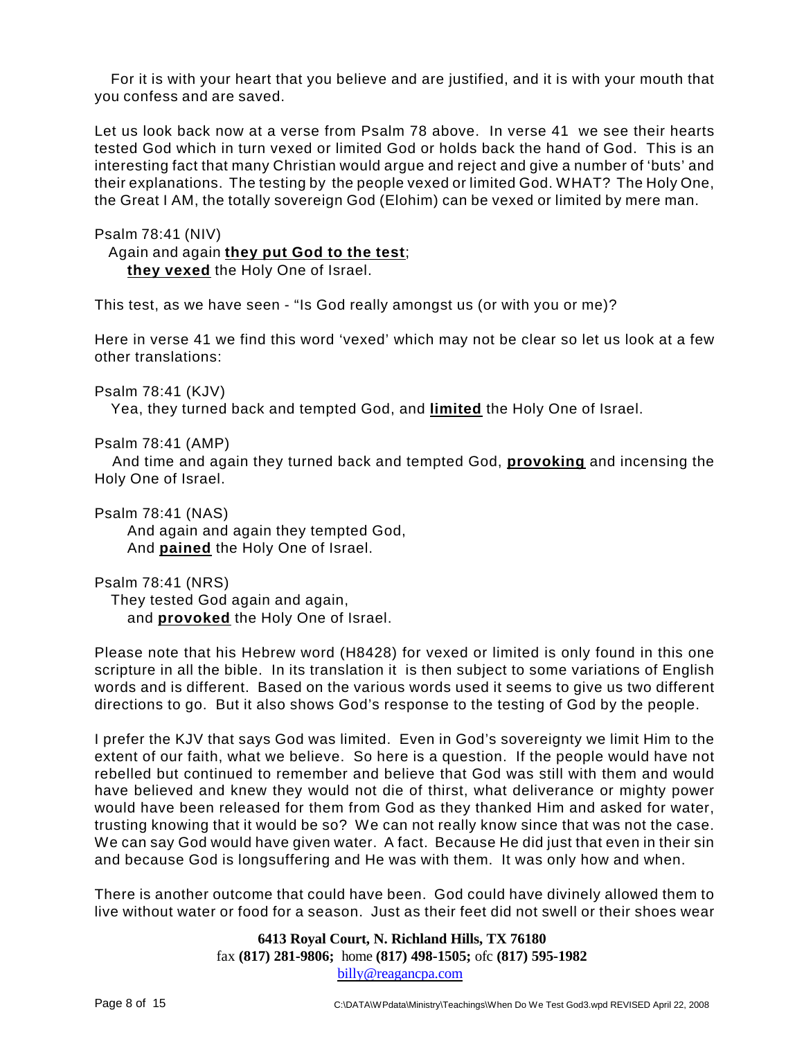For it is with your heart that you believe and are justified, and it is with your mouth that you confess and are saved.

Let us look back now at a verse from Psalm 78 above. In verse 41 we see their hearts tested God which in turn vexed or limited God or holds back the hand of God. This is an interesting fact that many Christian would argue and reject and give a number of 'buts' and their explanations. The testing by the people vexed or limited God. WHAT? The Holy One, the Great I AM, the totally sovereign God (Elohim) can be vexed or limited by mere man.

Psalm 78:41 (NIV)
Again and again **they put God to the test**;
**they vexed** the Holy One of Israel.

This test, as we have seen - "Is God really amongst us (or with you or me)?

Here in verse 41 we find this word 'vexed' which may not be clear so let us look at a few other translations:

Psalm 78:41 (KJV)
Yea, they turned back and tempted God, and **limited** the Holy One of Israel.

Psalm 78:41 (AMP)
And time and again they turned back and tempted God, **provoking** and incensing the Holy One of Israel.

Psalm 78:41 (NAS)
And again and again they tempted God,
And **pained** the Holy One of Israel.

Psalm 78:41 (NRS)
They tested God again and again,
and **provoked** the Holy One of Israel.

Please note that his Hebrew word (H8428) for vexed or limited is only found in this one scripture in all the bible. In its translation it is then subject to some variations of English words and is different. Based on the various words used it seems to give us two different directions to go. But it also shows God's response to the testing of God by the people.

I prefer the KJV that says God was limited. Even in God's sovereignty we limit Him to the extent of our faith, what we believe. So here is a question. If the people would have not rebelled but continued to remember and believe that God was still with them and would have believed and knew they would not die of thirst, what deliverance or mighty power would have been released for them from God as they thanked Him and asked for water, trusting knowing that it would be so? We can not really know since that was not the case. We can say God would have given water. A fact. Because He did just that even in their sin and because God is longsuffering and He was with them. It was only how and when.

There is another outcome that could have been. God could have divinely allowed them to live without water or food for a season. Just as their feet did not swell or their shoes wear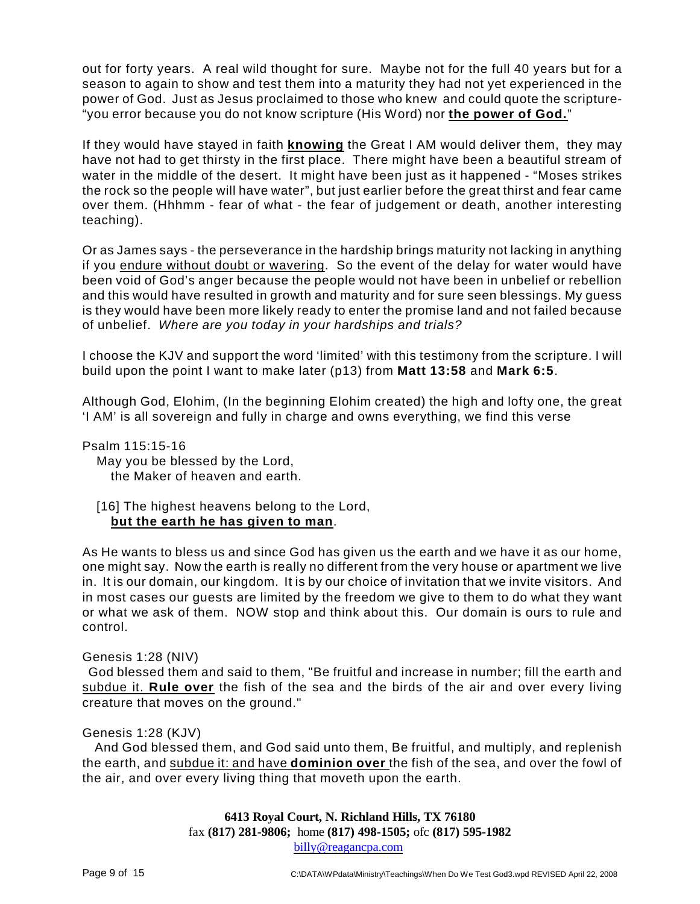out for forty years. A real wild thought for sure. Maybe not for the full 40 years but for a season to again to show and test them into a maturity they had not yet experienced in the power of God. Just as Jesus proclaimed to those who knew and could quote the scripture- "you error because you do not know scripture (His Word) nor **<u>the power of God.</u>**"

If they would have stayed in faith **<u>knowing</u>** the Great I AM would deliver them, they may have not had to get thirsty in the first place. There might have been a beautiful stream of water in the middle of the desert. It might have been just as it happened - "Moses strikes the rock so the people will have water", but just earlier before the great thirst and fear came over them. (Hhhmm - fear of what - the fear of judgement or death, another interesting teaching).

Or as James says - the perseverance in the hardship brings maturity not lacking in anything if you <u>endure without doubt or wavering</u>. So the event of the delay for water would have been void of God's anger because the people would not have been in unbelief or rebellion and this would have resulted in growth and maturity and for sure seen blessings. My guess is they would have been more likely ready to enter the promise land and not failed because of unbelief. *Where are you today in your hardships and trials?*

I choose the KJV and support the word 'limited' with this testimony from the scripture. I will build upon the point I want to make later (p13) from **Matt 13:58** and **Mark 6:5**.

Although God, Elohim, (In the beginning Elohim created) the high and lofty one, the great 'I AM' is all sovereign and fully in charge and owns everything, we find this verse

Psalm 115:15-16
May you be blessed by the Lord,
the Maker of heaven and earth.

[16] The highest heavens belong to the Lord,
**<u>but the earth he has given to man</u>**.

As He wants to bless us and since God has given us the earth and we have it as our home, one might say. Now the earth is really no different from the very house or apartment we live in. It is our domain, our kingdom. It is by our choice of invitation that we invite visitors. And in most cases our guests are limited by the freedom we give to them to do what they want or what we ask of them. NOW stop and think about this. Our domain is ours to rule and control.

Genesis 1:28 (NIV)
God blessed them and said to them, "Be fruitful and increase in number; fill the earth and <u>subdue it.</u> **<u>Rule over</u>** the fish of the sea and the birds of the air and over every living creature that moves on the ground."

Genesis 1:28 (KJV)
And God blessed them, and God said unto them, Be fruitful, and multiply, and replenish the earth, and <u>subdue it: and have **dominion over**</u> the fish of the sea, and over the fowl of the air, and over every living thing that moveth upon the earth.

**6413 Royal Court, N. Richland Hills, TX 76180**
fax **(817) 281-9806;** home **(817) 498-1505;** ofc **(817) 595-1982**
billy@reagancpa.com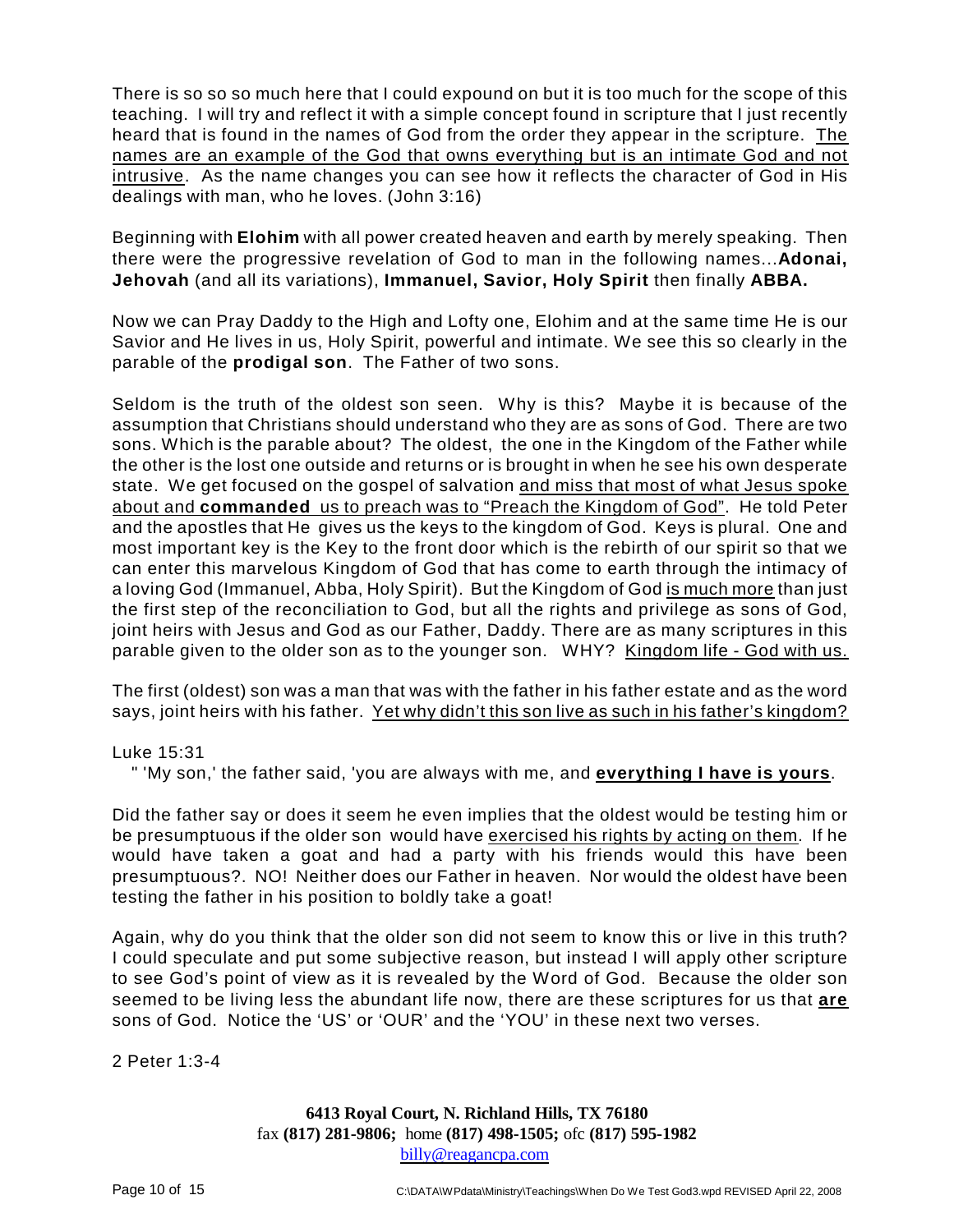There is so so so much here that I could expound on but it is too much for the scope of this teaching. I will try and reflect it with a simple concept found in scripture that I just recently heard that is found in the names of God from the order they appear in the scripture. <u>The names are an example of the God that owns everything but is an intimate God and not intrusive</u>. As the name changes you can see how it reflects the character of God in His dealings with man, who he loves. (John 3:16)

Beginning with **Elohim** with all power created heaven and earth by merely speaking. Then there were the progressive revelation of God to man in the following names...**Adonai, Jehovah** (and all its variations), **Immanuel, Savior, Holy Spirit** then finally **ABBA.**

Now we can Pray Daddy to the High and Lofty one, Elohim and at the same time He is our Savior and He lives in us, Holy Spirit, powerful and intimate. We see this so clearly in the parable of the **prodigal son**. The Father of two sons.

Seldom is the truth of the oldest son seen. Why is this? Maybe it is because of the assumption that Christians should understand who they are as sons of God. There are two sons. Which is the parable about? The oldest, the one in the Kingdom of the Father while the other is the lost one outside and returns or is brought in when he see his own desperate state. We get focused on the gospel of salvation <u>and miss that most of what Jesus spoke about and **commanded** us to preach was to "Preach the Kingdom of God"</u>. He told Peter and the apostles that He gives us the keys to the kingdom of God. Keys is plural. One and most important key is the Key to the front door which is the rebirth of our spirit so that we can enter this marvelous Kingdom of God that has come to earth through the intimacy of a loving God (Immanuel, Abba, Holy Spirit). But the Kingdom of God <u>is much more</u> than just the first step of the reconciliation to God, but all the rights and privilege as sons of God, joint heirs with Jesus and God as our Father, Daddy. There are as many scriptures in this parable given to the older son as to the younger son. WHY? <u>Kingdom life - God with us.</u>

The first (oldest) son was a man that was with the father in his father estate and as the word says, joint heirs with his father. <u>Yet why didn't this son live as such in his father's kingdom?</u>

Luke 15:31

" 'My son,' the father said, 'you are always with me, and <u>**everything I have is yours**</u>.

Did the father say or does it seem he even implies that the oldest would be testing him or be presumptuous if the older son would have <u>exercised his rights by acting on them</u>. If he would have taken a goat and had a party with his friends would this have been presumptuous?. NO! Neither does our Father in heaven. Nor would the oldest have been testing the father in his position to boldly take a goat!

Again, why do you think that the older son did not seem to know this or live in this truth? I could speculate and put some subjective reason, but instead I will apply other scripture to see God's point of view as it is revealed by the Word of God. Because the older son seemed to be living less the abundant life now, there are these scriptures for us that <u>**are**</u> sons of God. Notice the 'US' or 'OUR' and the 'YOU' in these next two verses.

2 Peter 1:3-4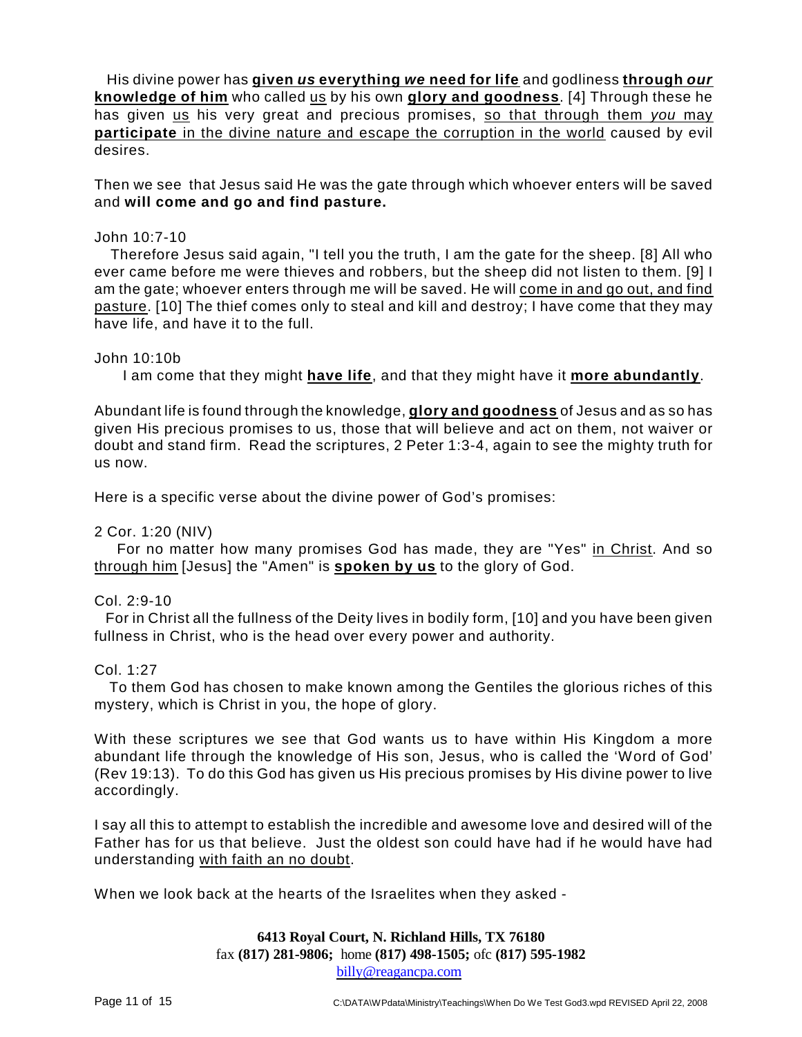His divine power has **<u>given *us* everything *we* need for life</u>** and godliness **<u>through *our* knowledge of him</u>** who called <u>us</u> by his own **<u>glory and goodness</u>**. [4] Through these he has given <u>us</u> his very great and precious promises, <u>so that through them *you* may **participate** in the divine nature and escape the corruption in the world</u> caused by evil desires.

Then we see that Jesus said He was the gate through which whoever enters will be saved and **will come and go and find pasture.**

John 10:7-10

Therefore Jesus said again, "I tell you the truth, I am the gate for the sheep. [8] All who ever came before me were thieves and robbers, but the sheep did not listen to them. [9] I am the gate; whoever enters through me will be saved. He will <u>come in and go out, and find pasture</u>. [10] The thief comes only to steal and kill and destroy; I have come that they may have life, and have it to the full.

John 10:10b

I am come that they might **<u>have life</u>**, and that they might have it **<u>more abundantly</u>**.

Abundant life is found through the knowledge, **<u>glory and goodness</u>** of Jesus and as so has given His precious promises to us, those that will believe and act on them, not waiver or doubt and stand firm. Read the scriptures, 2 Peter 1:3-4, again to see the mighty truth for us now.

Here is a specific verse about the divine power of God's promises:

2 Cor. 1:20 (NIV)

For no matter how many promises God has made, they are "Yes" <u>in Christ</u>. And so <u>through him</u> [Jesus] the "Amen" is **<u>spoken by us</u>** to the glory of God.

Col. 2:9-10

For in Christ all the fullness of the Deity lives in bodily form, [10] and you have been given fullness in Christ, who is the head over every power and authority.

Col. 1:27

To them God has chosen to make known among the Gentiles the glorious riches of this mystery, which is Christ in you, the hope of glory.

With these scriptures we see that God wants us to have within His Kingdom a more abundant life through the knowledge of His son, Jesus, who is called the 'Word of God' (Rev 19:13). To do this God has given us His precious promises by His divine power to live accordingly.

I say all this to attempt to establish the incredible and awesome love and desired will of the Father has for us that believe. Just the oldest son could have had if he would have had understanding <u>with faith an no doubt</u>.

When we look back at the hearts of the Israelites when they asked -

**6413 Royal Court, N. Richland Hills, TX 76180**
fax **(817) 281-9806;** home **(817) 498-1505;** ofc **(817) 595-1982**
billy@reagancpa.com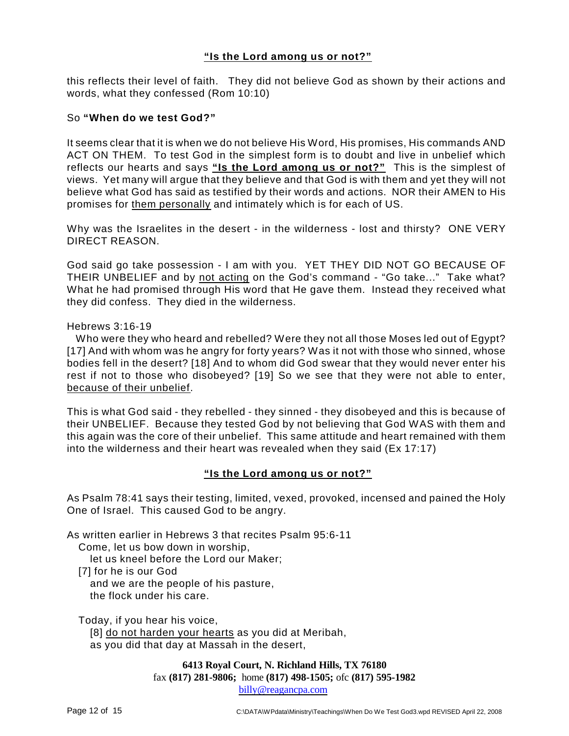<u>**"Is the Lord among us or not?"**</u>

this reflects their level of faith. They did not believe God as shown by their actions and words, what they confessed (Rom 10:10)

So **"When do we test God?"**

It seems clear that it is when we do not believe His Word, His promises, His commands AND ACT ON THEM. To test God in the simplest form is to doubt and live in unbelief which reflects our hearts and says <u>**"Is the Lord among us or not?"**</u> This is the simplest of views. Yet many will argue that they believe and that God is with them and yet they will not believe what God has said as testified by their words and actions. NOR their AMEN to His promises for <u>them personally</u> and intimately which is for each of US.

Why was the Israelites in the desert - in the wilderness - lost and thirsty? ONE VERY DIRECT REASON.

God said go take possession - I am with you. YET THEY DID NOT GO BECAUSE OF THEIR UNBELIEF and by <u>not acting</u> on the God's command - "Go take..." Take what? What he had promised through His word that He gave them. Instead they received what they did confess. They died in the wilderness.

Hebrews 3:16-19

Who were they who heard and rebelled? Were they not all those Moses led out of Egypt? [17] And with whom was he angry for forty years? Was it not with those who sinned, whose bodies fell in the desert? [18] And to whom did God swear that they would never enter his rest if not to those who disobeyed? [19] So we see that they were not able to enter, <u>because of their unbelief</u>.

This is what God said - they rebelled - they sinned - they disobeyed and this is because of their UNBELIEF. Because they tested God by not believing that God WAS with them and this again was the core of their unbelief. This same attitude and heart remained with them into the wilderness and their heart was revealed when they said (Ex 17:17)

<u>**"Is the Lord among us or not?"**</u>

As Psalm 78:41 says their testing, limited, vexed, provoked, incensed and pained the Holy One of Israel. This caused God to be angry.

As written earlier in Hebrews 3 that recites Psalm 95:6-11

Come, let us bow down in worship,
let us kneel before the Lord our Maker;
[7] for he is our God
and we are the people of his pasture,
the flock under his care.

Today, if you hear his voice,
[8] <u>do not harden your hearts</u> as you did at Meribah,
as you did that day at Massah in the desert,

**6413 Royal Court, N. Richland Hills, TX 76180**
fax **(817) 281-9806;** home **(817) 498-1505;** ofc **(817) 595-1982**
billy@reagancpa.com

C:\DATA\WPdata\Ministry\Teachings\When Do We Test God3.wpd REVISED April 22, 2008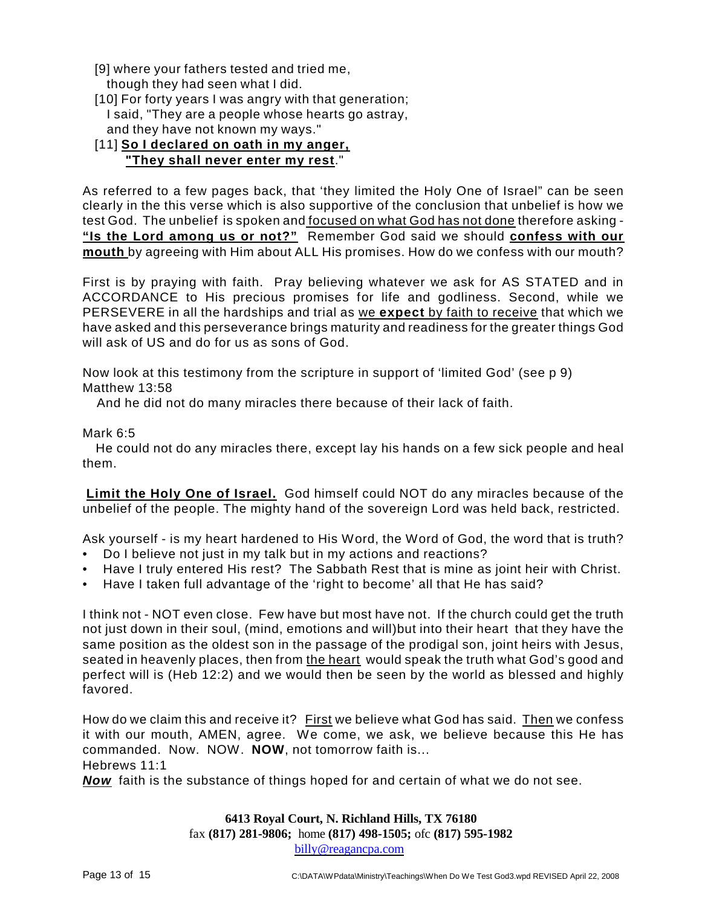[9] where your fathers tested and tried me,
  though they had seen what I did.
[10] For forty years I was angry with that generation;
  I said, "They are a people whose hearts go astray,
  and they have not known my ways."
[11] **So I declared on oath in my anger,**
  **"They shall never enter my rest**."

As referred to a few pages back, that 'they limited the Holy One of Israel" can be seen clearly in the this verse which is also supportive of the conclusion that unbelief is how we test God. The unbelief is spoken and focused on what God has not done therefore asking - **"Is the Lord among us or not?"** Remember God said we should **confess with our mouth** by agreeing with Him about ALL His promises. How do we confess with our mouth?

First is by praying with faith. Pray believing whatever we ask for AS STATED and in ACCORDANCE to His precious promises for life and godliness. Second, while we PERSEVERE in all the hardships and trial as we **expect** by faith to receive that which we have asked and this perseverance brings maturity and readiness for the greater things God will ask of US and do for us as sons of God.

Now look at this testimony from the scripture in support of 'limited God' (see p 9)
Matthew 13:58
  And he did not do many miracles there because of their lack of faith.

Mark 6:5
  He could not do any miracles there, except lay his hands on a few sick people and heal them.

**Limit the Holy One of Israel.** God himself could NOT do any miracles because of the unbelief of the people. The mighty hand of the sovereign Lord was held back, restricted.

Ask yourself - is my heart hardened to His Word, the Word of God, the word that is truth?
- Do I believe not just in my talk but in my actions and reactions?
- Have I truly entered His rest? The Sabbath Rest that is mine as joint heir with Christ.
- Have I taken full advantage of the 'right to become' all that He has said?

I think not - NOT even close. Few have but most have not. If the church could get the truth not just down in their soul, (mind, emotions and will)but into their heart that they have the same position as the oldest son in the passage of the prodigal son, joint heirs with Jesus, seated in heavenly places, then from the heart would speak the truth what God's good and perfect will is (Heb 12:2) and we would then be seen by the world as blessed and highly favored.

How do we claim this and receive it? First we believe what God has said. Then we confess it with our mouth, AMEN, agree. We come, we ask, we believe because this He has commanded. Now. NOW. **NOW**, not tomorrow faith is...
Hebrews 11:1
***Now*** faith is the substance of things hoped for and certain of what we do not see.

**6413 Royal Court, N. Richland Hills, TX 76180**
fax **(817) 281-9806;** home **(817) 498-1505;** ofc **(817) 595-1982**
billy@reagancpa.com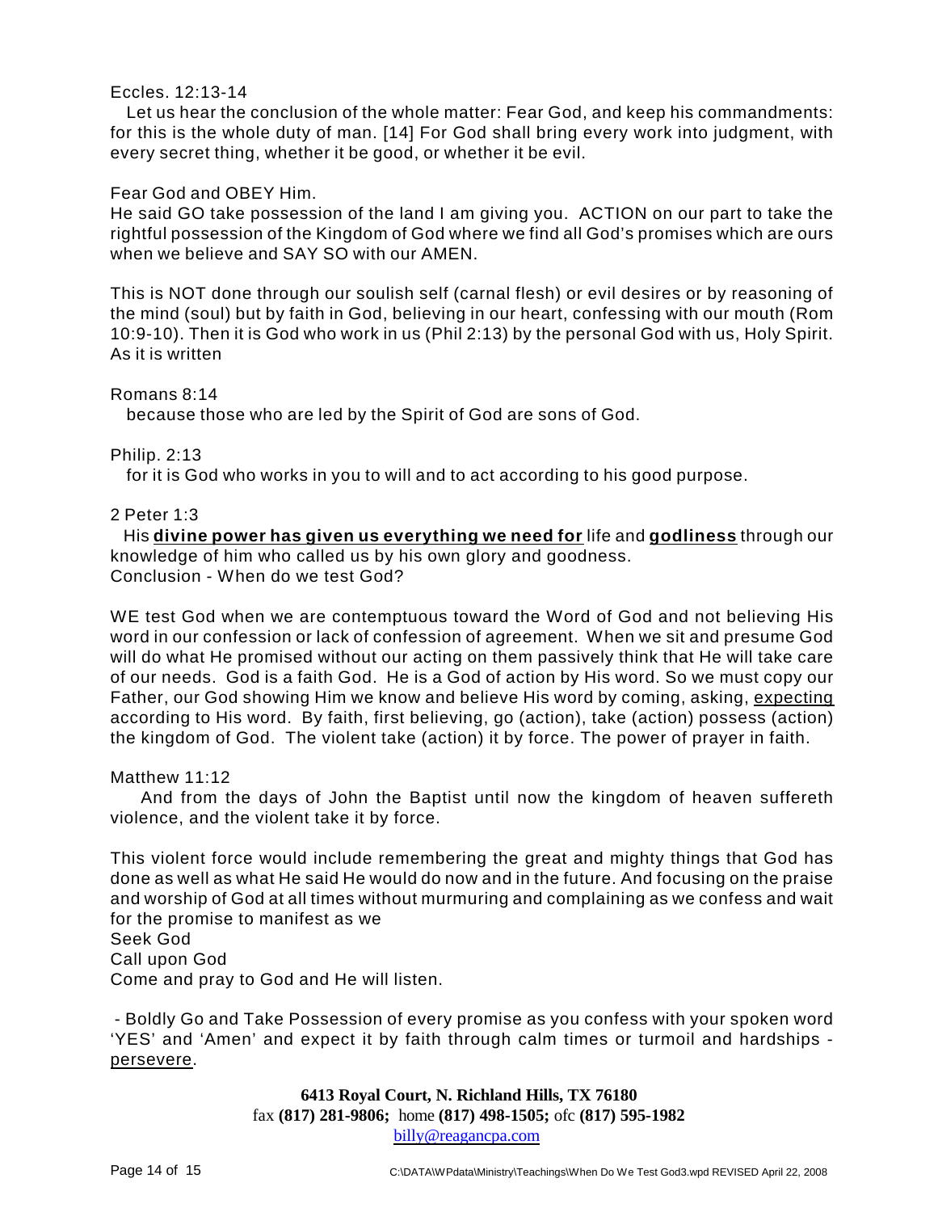Eccles. 12:13-14

Let us hear the conclusion of the whole matter: Fear God, and keep his commandments: for this is the whole duty of man. [14] For God shall bring every work into judgment, with every secret thing, whether it be good, or whether it be evil.

Fear God and OBEY Him.
He said GO take possession of the land I am giving you. ACTION on our part to take the rightful possession of the Kingdom of God where we find all God's promises which are ours when we believe and SAY SO with our AMEN.

This is NOT done through our soulish self (carnal flesh) or evil desires or by reasoning of the mind (soul) but by faith in God, believing in our heart, confessing with our mouth (Rom 10:9-10). Then it is God who work in us (Phil 2:13) by the personal God with us, Holy Spirit. As it is written

Romans 8:14

because those who are led by the Spirit of God are sons of God.

Philip. 2:13

for it is God who works in you to will and to act according to his good purpose.

2 Peter 1:3

His **divine power has given us everything we need for** life and **godliness** through our knowledge of him who called us by his own glory and goodness.
Conclusion - When do we test God?

WE test God when we are contemptuous toward the Word of God and not believing His word in our confession or lack of confession of agreement. When we sit and presume God will do what He promised without our acting on them passively think that He will take care of our needs. God is a faith God. He is a God of action by His word. So we must copy our Father, our God showing Him we know and believe His word by coming, asking, expecting according to His word. By faith, first believing, go (action), take (action) possess (action) the kingdom of God. The violent take (action) it by force. The power of prayer in faith.

Matthew 11:12

And from the days of John the Baptist until now the kingdom of heaven suffereth violence, and the violent take it by force.

This violent force would include remembering the great and mighty things that God has done as well as what He said He would do now and in the future. And focusing on the praise and worship of God at all times without murmuring and complaining as we confess and wait for the promise to manifest as we
Seek God
Call upon God
Come and pray to God and He will listen.

- Boldly Go and Take Possession of every promise as you confess with your spoken word 'YES' and 'Amen' and expect it by faith through calm times or turmoil and hardships - persevere.

**6413 Royal Court, N. Richland Hills, TX 76180**
fax **(817) 281-9806;** home **(817) 498-1505;** ofc **(817) 595-1982**
billy@reagancpa.com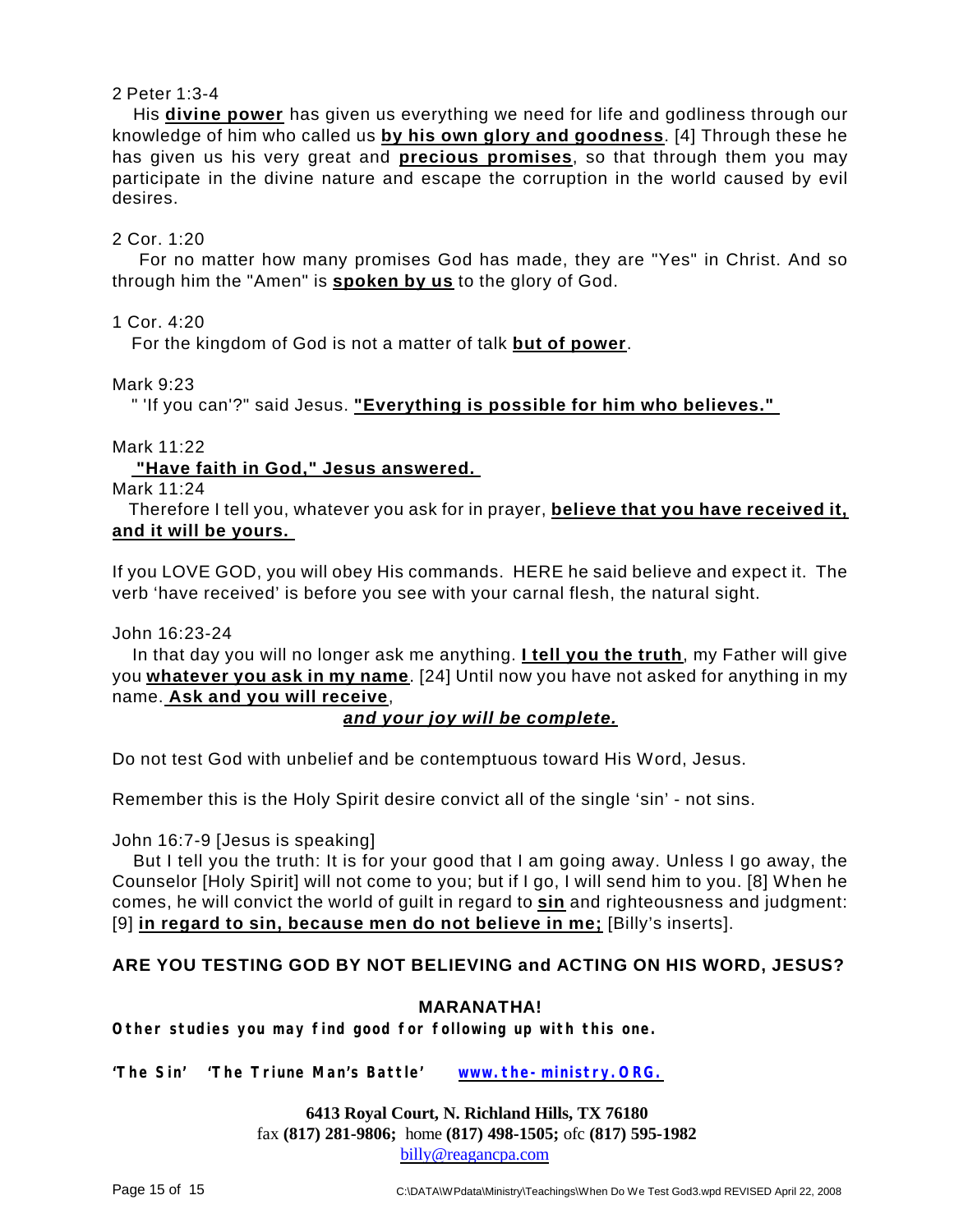2 Peter 1:3-4

His **divine power** has given us everything we need for life and godliness through our knowledge of him who called us **by his own glory and goodness**. [4] Through these he has given us his very great and **precious promises**, so that through them you may participate in the divine nature and escape the corruption in the world caused by evil desires.

2 Cor. 1:20

For no matter how many promises God has made, they are "Yes" in Christ. And so through him the "Amen" is **spoken by us** to the glory of God.

1 Cor. 4:20

For the kingdom of God is not a matter of talk **but of power**.

Mark 9:23

" 'If you can'?" said Jesus. **"Everything is possible for him who believes."**

Mark 11:22

**"Have faith in God," Jesus answered.**

Mark 11:24

Therefore I tell you, whatever you ask for in prayer, **believe that you have received it, and it will be yours.**

If you LOVE GOD, you will obey His commands. HERE he said believe and expect it. The verb 'have received' is before you see with your carnal flesh, the natural sight.

John 16:23-24

In that day you will no longer ask me anything. **I tell you the truth**, my Father will give you **whatever you ask in my name**. [24] Until now you have not asked for anything in my name. **Ask and you will receive**,

***and your joy will be complete.***

Do not test God with unbelief and be contemptuous toward His Word, Jesus.

Remember this is the Holy Spirit desire convict all of the single 'sin' - not sins.

John 16:7-9 [Jesus is speaking]

But I tell you the truth: It is for your good that I am going away. Unless I go away, the Counselor [Holy Spirit] will not come to you; but if I go, I will send him to you. [8] When he comes, he will convict the world of guilt in regard to **sin** and righteousness and judgment: [9] **in regard to sin, because men do not believe in me;** [Billy's inserts].

**ARE YOU TESTING GOD BY NOT BELIEVING and ACTING ON HIS WORD, JESUS?**

**MARANATHA!**

***Other studies you may find good for following up with this one.***

***'The Sin' 'The Triune Man's Battle'*** [www.the-ministry.ORG.](http://www.the-ministry.ORG)

**6413 Royal Court, N. Richland Hills, TX 76180**
fax **(817) 281-9806;** home **(817) 498-1505;** ofc **(817) 595-1982**
billy@reagancpa.com

C:\DATA\WPdata\Ministry\Teachings\When Do We Test God3.wpd REVISED April 22, 2008